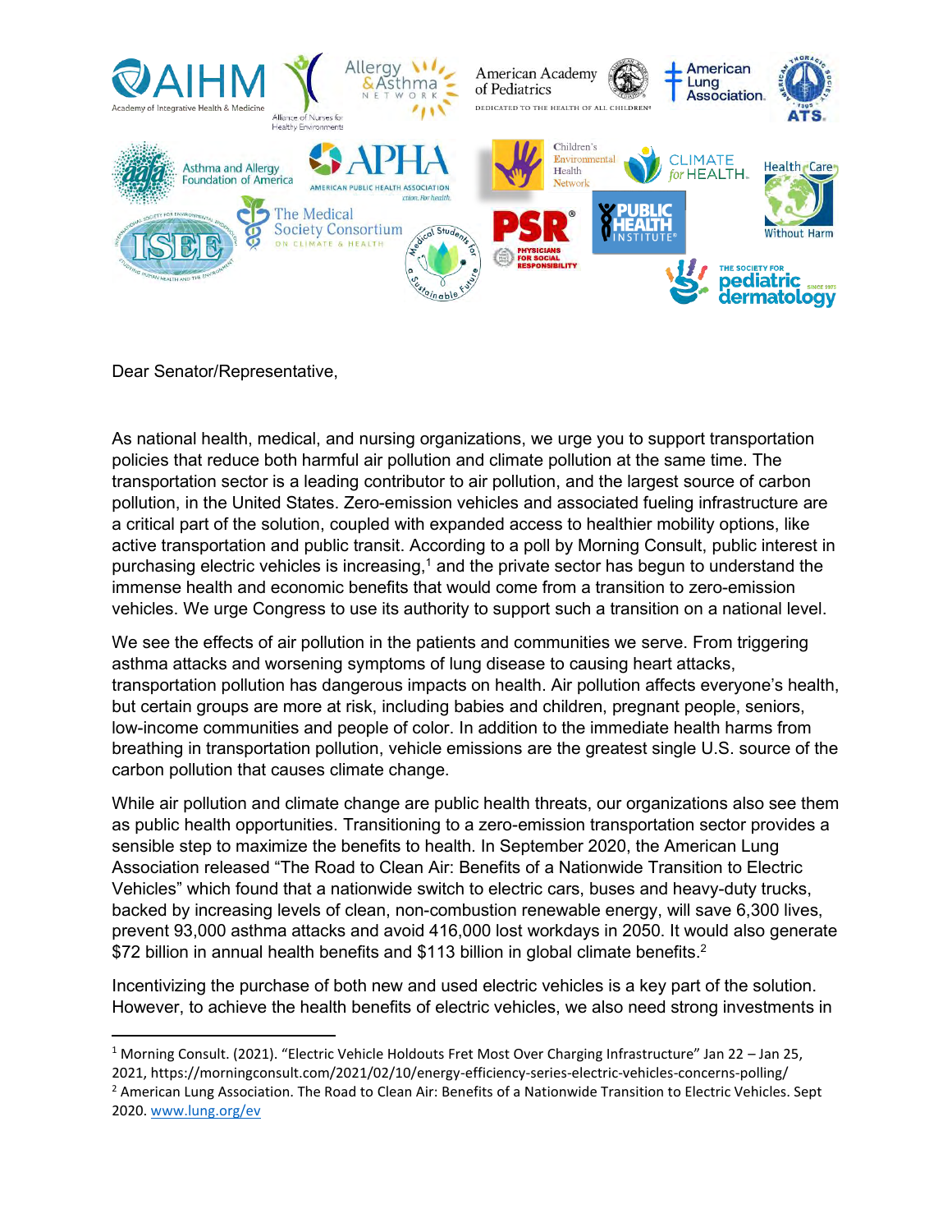Dear Senator/Representative,

As national health, medical, and nursing organizations, we urge you to support transportation policies that reduce both harmful air pollution and climate pollution at the same time. The transportation sector is a leading contributor to air pollution, and the largest source of carbon pollution, in the United States. Zero-emission vehicles and associated fueling infrastructure are a critical part of the solution, coupled with expanded access to healthier mobility options, like active transportation and public transit. According to a poll by Morning Consult, public interest in purchasing electric vehicles is increasing,[1] and the private sector has begun to understand the immense health and economic benefits that would come from a transition to zero-emission vehicles. We urge Congress to use its authority to support such a transition on a national level.

We see the effects of air pollution in the patients and communities we serve. From triggering asthma attacks and worsening symptoms of lung disease to causing heart attacks, transportation pollution has dangerous impacts on health. Air pollution affects everyone's health, but certain groups are more at risk, including babies and children, pregnant people, seniors, low-income communities and people of color. In addition to the immediate health harms from breathing in transportation pollution, vehicle emissions are the greatest single U.S. source of the carbon pollution that causes climate change.

While air pollution and climate change are public health threats, our organizations also see them as public health opportunities. Transitioning to a zero-emission transportation sector provides a sensible step to maximize the benefits to health. In September 2020, the American Lung Association released "The Road to Clean Air: Benefits of a Nationwide Transition to Electric Vehicles" which found that a nationwide switch to electric cars, buses and heavy-duty trucks, backed by increasing levels of clean, non-combustion renewable energy, will save 6,300 lives, prevent 93,000 asthma attacks and avoid 416,000 lost workdays in 2050. It would also generate $72 billion in annual health benefits and $113 billion in global climate benefits.[2]

Incentivizing the purchase of both new and used electric vehicles is a key part of the solution. However, to achieve the health benefits of electric vehicles, we also need strong investments in

---

[1] Morning Consult. (2021). "Electric Vehicle Holdouts Fret Most Over Charging Infrastructure" Jan 22 – Jan 25, 2021, https://morningconsult.com/2021/02/10/energy-efficiency-series-electric-vehicles-concerns-polling/

[2] American Lung Association. The Road to Clean Air: Benefits of a Nationwide Transition to Electric Vehicles. Sept 2020. www.lung.org/ev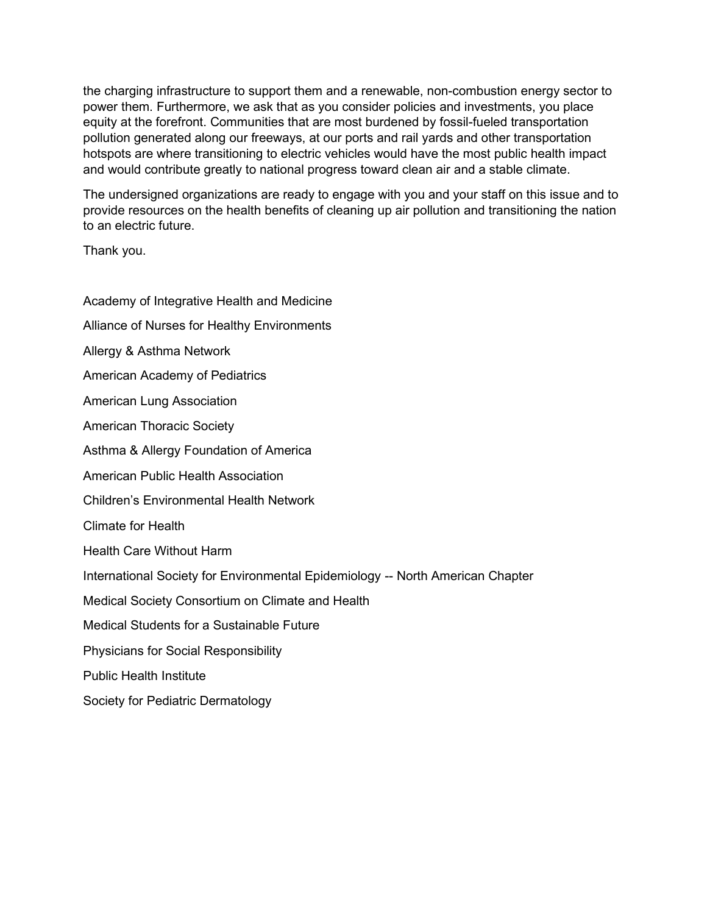the charging infrastructure to support them and a renewable, non-combustion energy sector to power them. Furthermore, we ask that as you consider policies and investments, you place equity at the forefront. Communities that are most burdened by fossil-fueled transportation pollution generated along our freeways, at our ports and rail yards and other transportation hotspots are where transitioning to electric vehicles would have the most public health impact and would contribute greatly to national progress toward clean air and a stable climate.

The undersigned organizations are ready to engage with you and your staff on this issue and to provide resources on the health benefits of cleaning up air pollution and transitioning the nation to an electric future.

Thank you.

Academy of Integrative Health and Medicine

Alliance of Nurses for Healthy Environments

Allergy & Asthma Network

American Academy of Pediatrics

American Lung Association

American Thoracic Society

Asthma & Allergy Foundation of America

American Public Health Association

Children's Environmental Health Network

Climate for Health

Health Care Without Harm

International Society for Environmental Epidemiology -- North American Chapter

Medical Society Consortium on Climate and Health

Medical Students for a Sustainable Future

Physicians for Social Responsibility

Public Health Institute

Society for Pediatric Dermatology